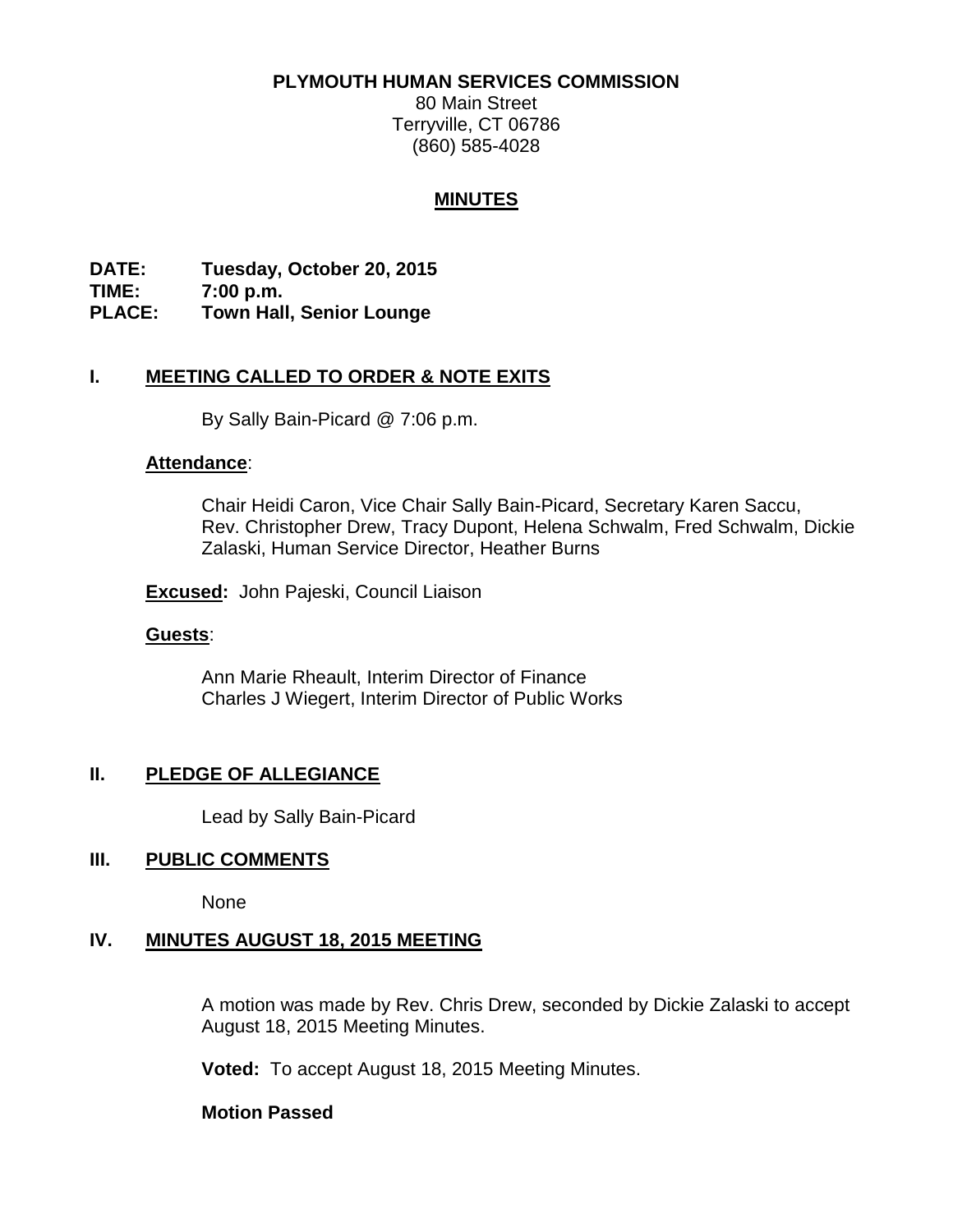**PLYMOUTH HUMAN SERVICES COMMISSION**

80 Main Street
Terryville, CT 06786
(860) 585-4028

# MINUTES

**DATE: Tuesday, October 20, 2015**
**TIME: 7:00 p.m.**
**PLACE: Town Hall, Senior Lounge**

## I. MEETING CALLED TO ORDER & NOTE EXITS

By Sally Bain-Picard @ 7:06 p.m.

**Attendance**:

Chair Heidi Caron, Vice Chair Sally Bain-Picard, Secretary Karen Saccu, Rev. Christopher Drew, Tracy Dupont, Helena Schwalm, Fred Schwalm, Dickie Zalaski, Human Service Director, Heather Burns

**Excused:** John Pajeski, Council Liaison

**Guests**:

Ann Marie Rheault, Interim Director of Finance
Charles J Wiegert, Interim Director of Public Works

## II. PLEDGE OF ALLEGIANCE

Lead by Sally Bain-Picard

## III. PUBLIC COMMENTS

None

## IV. MINUTES AUGUST 18, 2015 MEETING

A motion was made by Rev. Chris Drew, seconded by Dickie Zalaski to accept August 18, 2015 Meeting Minutes.

**Voted:** To accept August 18, 2015 Meeting Minutes.

**Motion Passed**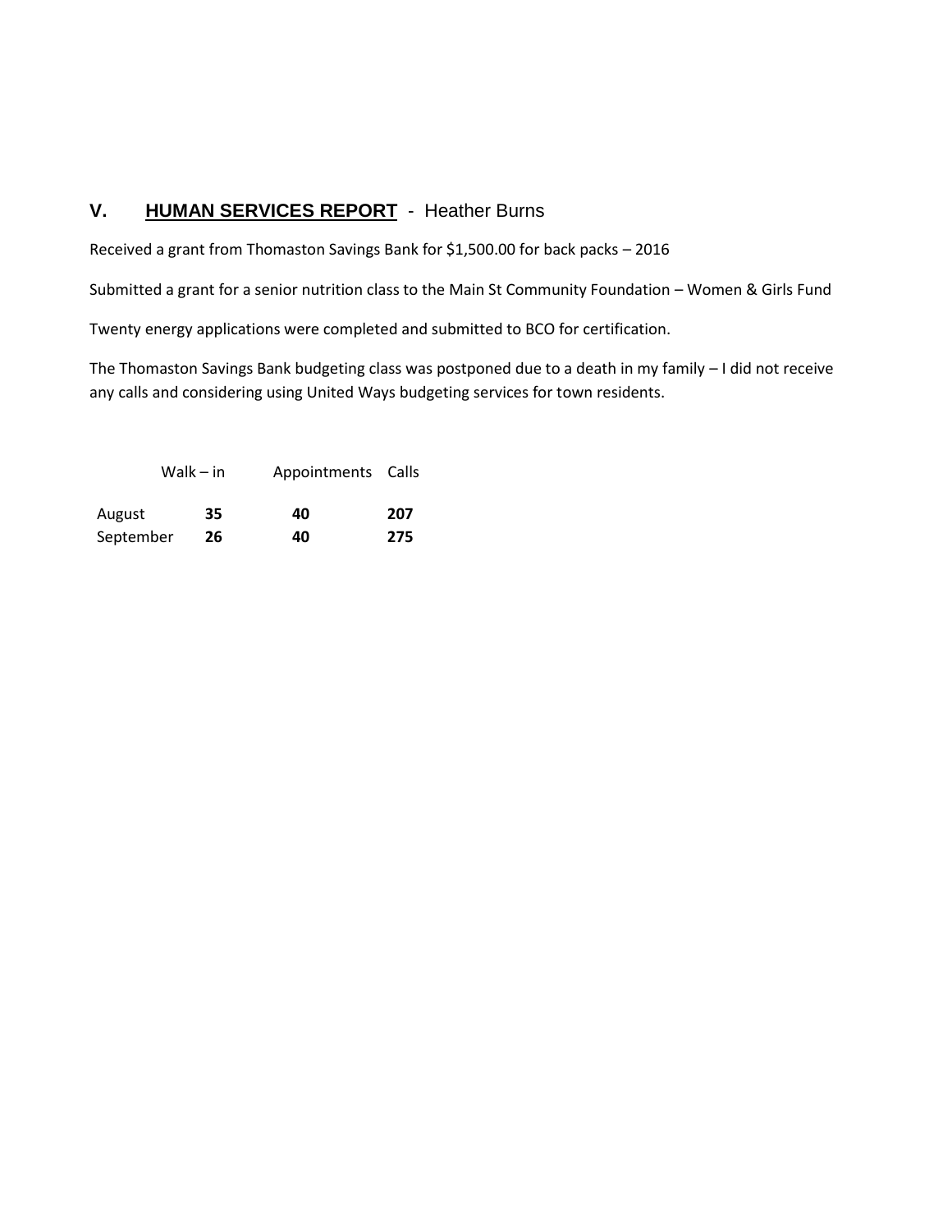## V. **HUMAN SERVICES REPORT** - Heather Burns

Received a grant from Thomaston Savings Bank for $1,500.00 for back packs – 2016

Submitted a grant for a senior nutrition class to the Main St Community Foundation – Women & Girls Fund

Twenty energy applications were completed and submitted to BCO for certification.

The Thomaston Savings Bank budgeting class was postponed due to a death in my family – I did not receive any calls and considering using United Ways budgeting services for town residents.

| | Walk – in | Appointments | Calls |
|---|---|---|---|
| August | **35** | **40** | **207** |
| September | **26** | **40** | **275** |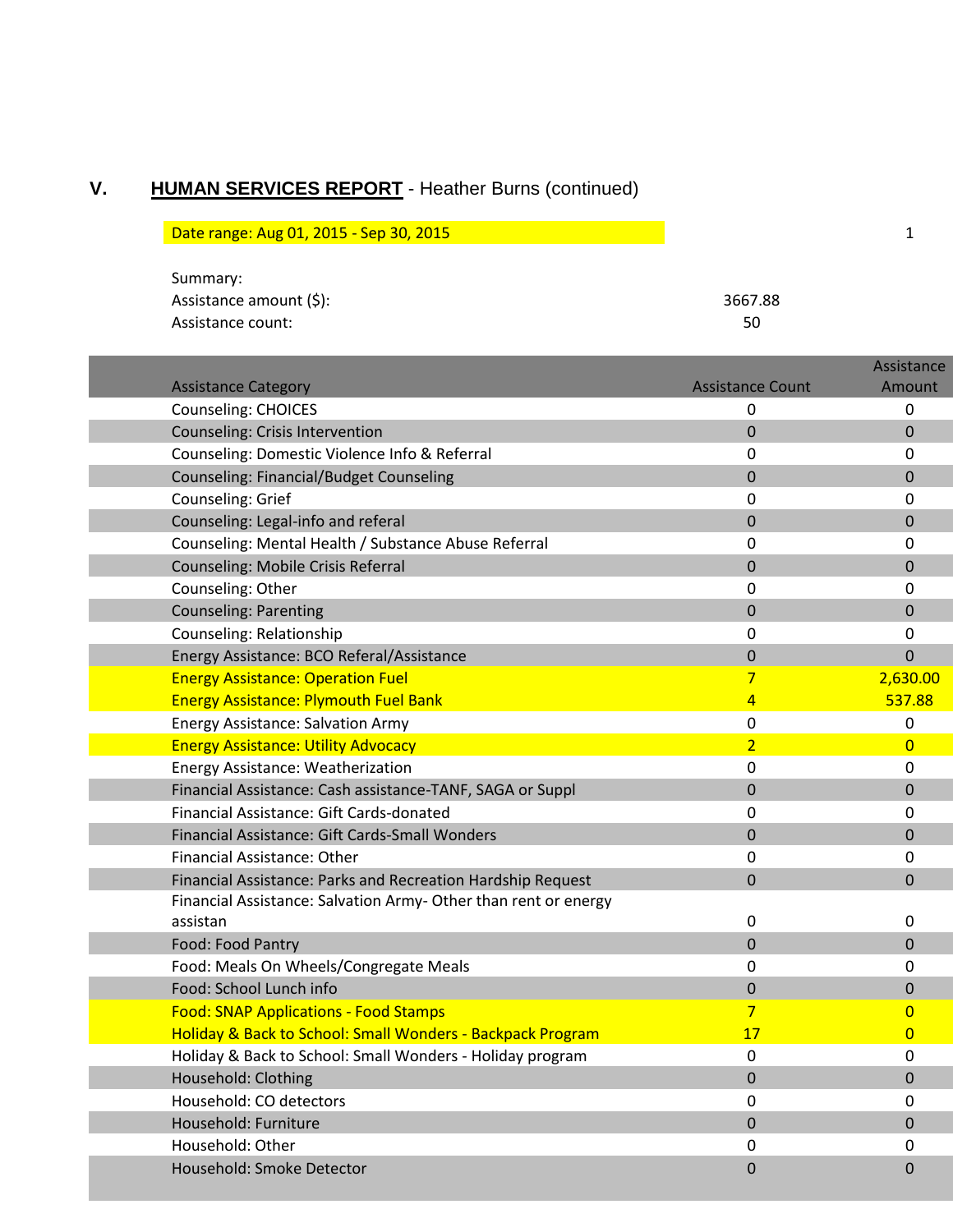## V. **HUMAN SERVICES REPORT** - Heather Burns (continued)

Date range: Aug 01, 2015 - Sep 30, 2015 1

Summary:
Assistance amount ($): 3667.88
Assistance count: 50

| Assistance Category | Assistance Count | Assistance Amount |
|---|---|---|
| Counseling: CHOICES | 0 | 0 |
| Counseling: Crisis Intervention | 0 | 0 |
| Counseling: Domestic Violence Info & Referral | 0 | 0 |
| Counseling: Financial/Budget Counseling | 0 | 0 |
| Counseling: Grief | 0 | 0 |
| Counseling: Legal-info and referal | 0 | 0 |
| Counseling: Mental Health / Substance Abuse Referral | 0 | 0 |
| Counseling: Mobile Crisis Referral | 0 | 0 |
| Counseling: Other | 0 | 0 |
| Counseling: Parenting | 0 | 0 |
| Counseling: Relationship | 0 | 0 |
| Energy Assistance: BCO Referal/Assistance | 0 | 0 |
| Energy Assistance: Operation Fuel | 7 | 2,630.00 |
| Energy Assistance: Plymouth Fuel Bank | 4 | 537.88 |
| Energy Assistance: Salvation Army | 0 | 0 |
| Energy Assistance: Utility Advocacy | 2 | 0 |
| Energy Assistance: Weatherization | 0 | 0 |
| Financial Assistance: Cash assistance-TANF, SAGA or Suppl | 0 | 0 |
| Financial Assistance: Gift Cards-donated | 0 | 0 |
| Financial Assistance: Gift Cards-Small Wonders | 0 | 0 |
| Financial Assistance: Other | 0 | 0 |
| Financial Assistance: Parks and Recreation Hardship Request | 0 | 0 |
| Financial Assistance: Salvation Army- Other than rent or energy assistan | 0 | 0 |
| Food: Food Pantry | 0 | 0 |
| Food: Meals On Wheels/Congregate Meals | 0 | 0 |
| Food: School Lunch info | 0 | 0 |
| Food: SNAP Applications - Food Stamps | 7 | 0 |
| Holiday & Back to School: Small Wonders - Backpack Program | 17 | 0 |
| Holiday & Back to School: Small Wonders - Holiday program | 0 | 0 |
| Household: Clothing | 0 | 0 |
| Household: CO detectors | 0 | 0 |
| Household: Furniture | 0 | 0 |
| Household: Other | 0 | 0 |
| Household: Smoke Detector | 0 | 0 |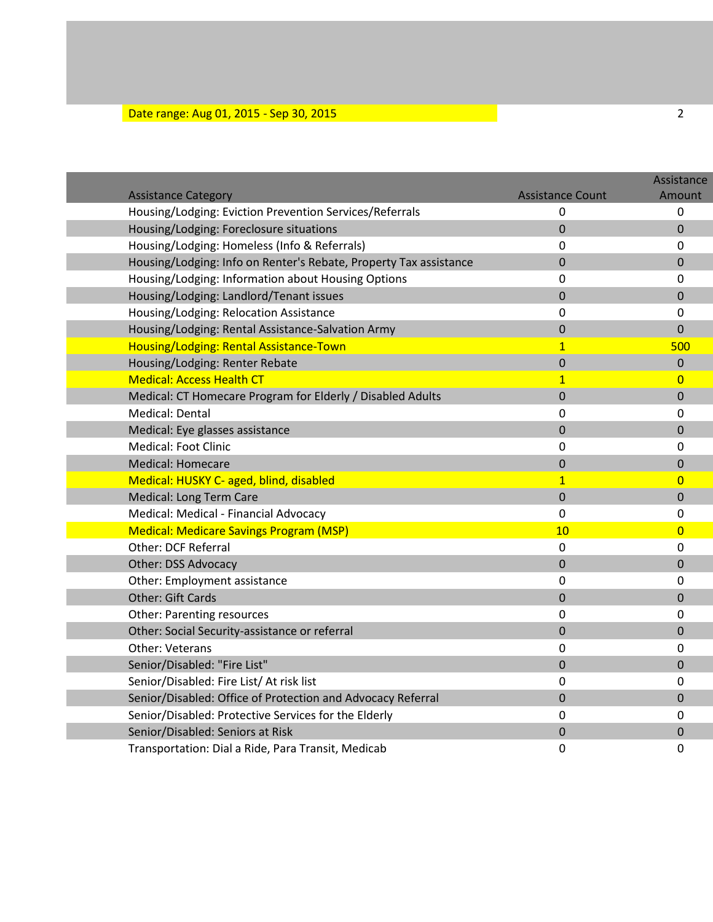Date range: Aug 01, 2015 - Sep 30, 2015

| Assistance Category | Assistance Count | Assistance Amount |
|---|---|---|
| Housing/Lodging: Eviction Prevention Services/Referrals | 0 | 0 |
| Housing/Lodging: Foreclosure situations | 0 | 0 |
| Housing/Lodging: Homeless (Info & Referrals) | 0 | 0 |
| Housing/Lodging: Info on Renter's Rebate, Property Tax assistance | 0 | 0 |
| Housing/Lodging: Information about Housing Options | 0 | 0 |
| Housing/Lodging: Landlord/Tenant issues | 0 | 0 |
| Housing/Lodging: Relocation Assistance | 0 | 0 |
| Housing/Lodging: Rental Assistance-Salvation Army | 0 | 0 |
| Housing/Lodging: Rental Assistance-Town | 1 | 500 |
| Housing/Lodging: Renter Rebate | 0 | 0 |
| Medical: Access Health CT | 1 | 0 |
| Medical: CT Homecare Program for Elderly / Disabled Adults | 0 | 0 |
| Medical: Dental | 0 | 0 |
| Medical: Eye glasses assistance | 0 | 0 |
| Medical: Foot Clinic | 0 | 0 |
| Medical: Homecare | 0 | 0 |
| Medical: HUSKY C- aged, blind, disabled | 1 | 0 |
| Medical: Long Term Care | 0 | 0 |
| Medical: Medical - Financial Advocacy | 0 | 0 |
| Medical: Medicare Savings Program (MSP) | 10 | 0 |
| Other: DCF Referral | 0 | 0 |
| Other: DSS Advocacy | 0 | 0 |
| Other: Employment assistance | 0 | 0 |
| Other: Gift Cards | 0 | 0 |
| Other: Parenting resources | 0 | 0 |
| Other: Social Security-assistance or referral | 0 | 0 |
| Other: Veterans | 0 | 0 |
| Senior/Disabled: "Fire List" | 0 | 0 |
| Senior/Disabled: Fire List/ At risk list | 0 | 0 |
| Senior/Disabled: Office of Protection and Advocacy Referral | 0 | 0 |
| Senior/Disabled: Protective Services for the Elderly | 0 | 0 |
| Senior/Disabled: Seniors at Risk | 0 | 0 |
| Transportation: Dial a Ride, Para Transit, Medicab | 0 | 0 |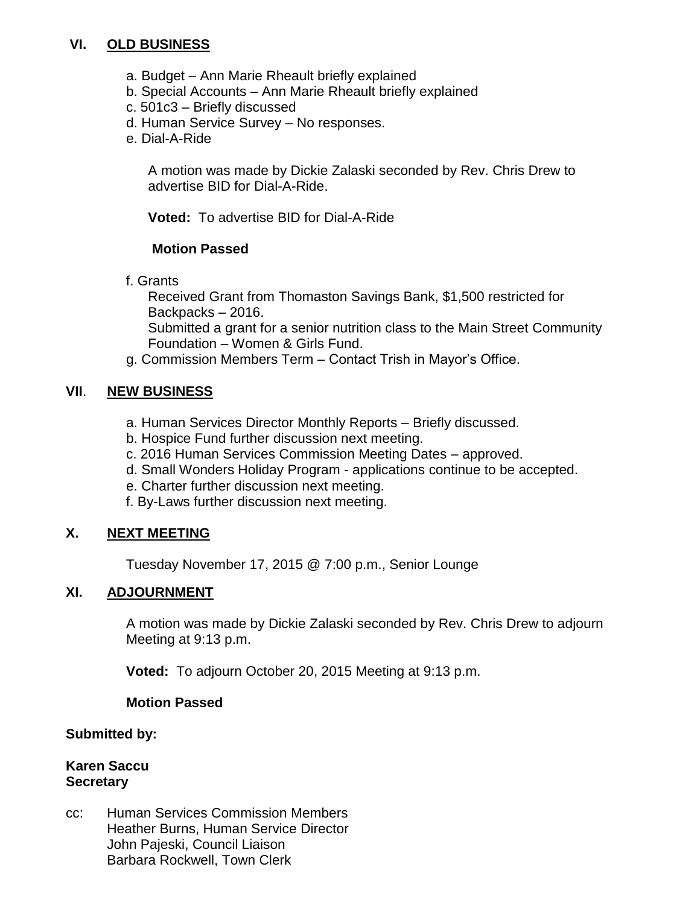## VI. OLD BUSINESS

a. Budget – Ann Marie Rheault briefly explained
b. Special Accounts – Ann Marie Rheault briefly explained
c. 501c3 – Briefly discussed
d. Human Service Survey – No responses.
e. Dial-A-Ride

A motion was made by Dickie Zalaski seconded by Rev. Chris Drew to advertise BID for Dial-A-Ride.

**Voted:** To advertise BID for Dial-A-Ride

**Motion Passed**

f. Grants

Received Grant from Thomaston Savings Bank, $1,500 restricted for Backpacks – 2016.
Submitted a grant for a senior nutrition class to the Main Street Community Foundation – Women & Girls Fund.

g. Commission Members Term – Contact Trish in Mayor's Office.

## VII. NEW BUSINESS

a. Human Services Director Monthly Reports – Briefly discussed.
b. Hospice Fund further discussion next meeting.
c. 2016 Human Services Commission Meeting Dates – approved.
d. Small Wonders Holiday Program - applications continue to be accepted.
e. Charter further discussion next meeting.
f. By-Laws further discussion next meeting.

## X. NEXT MEETING

Tuesday November 17, 2015 @ 7:00 p.m., Senior Lounge

## XI. ADJOURNMENT

A motion was made by Dickie Zalaski seconded by Rev. Chris Drew to adjourn Meeting at 9:13 p.m.

**Voted:** To adjourn October 20, 2015 Meeting at 9:13 p.m.

**Motion Passed**

**Submitted by:**

**Karen Saccu**
**Secretary**

cc: Human Services Commission Members
Heather Burns, Human Service Director
John Pajeski, Council Liaison
Barbara Rockwell, Town Clerk